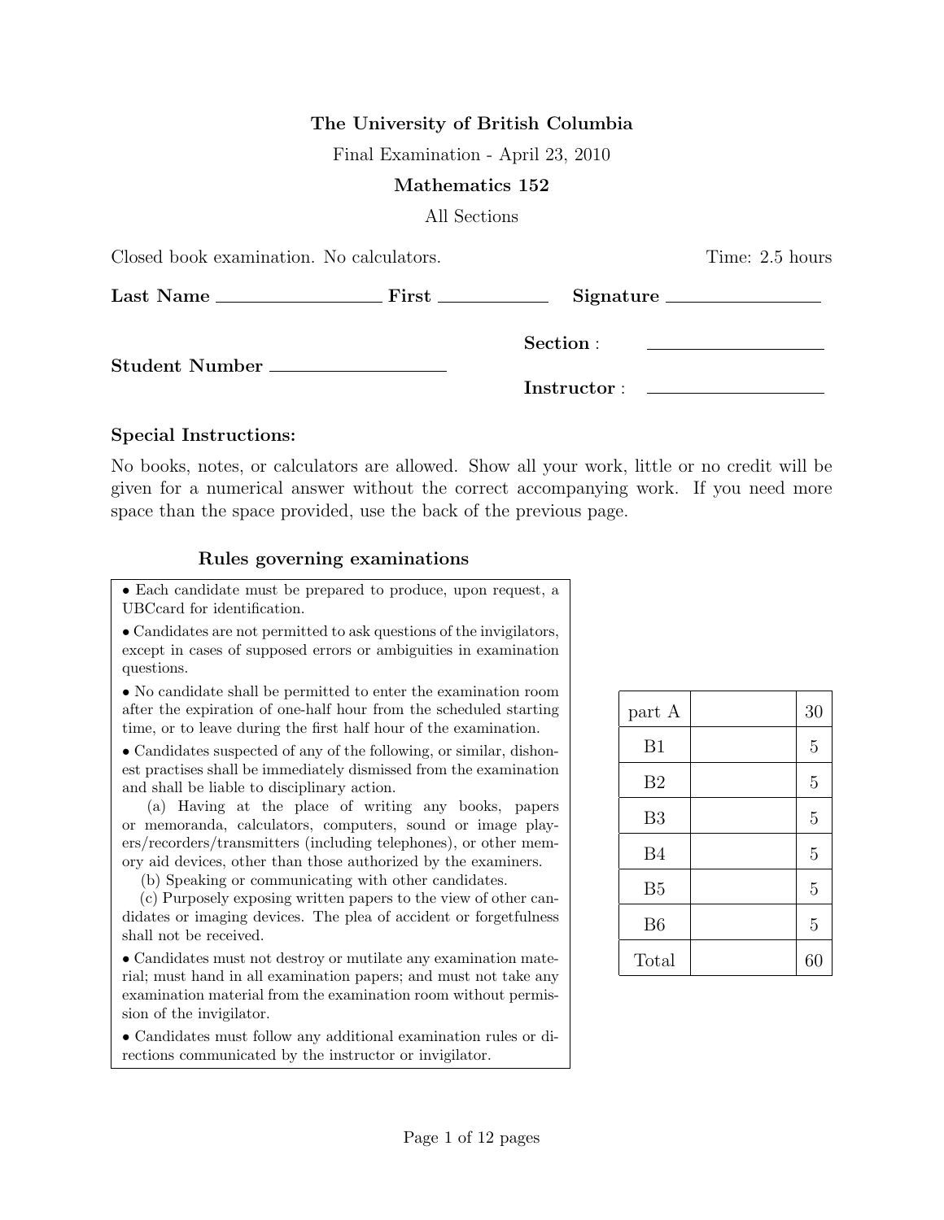**The University of British Columbia**

Final Examination - April 23, 2010

**Mathematics 152**

All Sections

Closed book examination. No calculators. Time: 2.5 hours

**Last Name** ________________ **First** ____________ **Signature** ________________

**Section** : ________________

**Student Number** ________________

**Instructor** : ________________

### Special Instructions:

No books, notes, or calculators are allowed. Show all your work, little or no credit will be given for a numerical answer without the correct accompanying work. If you need more space than the space provided, use the back of the previous page.

#### Rules governing examinations

- Each candidate must be prepared to produce, upon request, a UBCcard for identification.
- Candidates are not permitted to ask questions of the invigilators, except in cases of supposed errors or ambiguities in examination questions.
- No candidate shall be permitted to enter the examination room after the expiration of one-half hour from the scheduled starting time, or to leave during the first half hour of the examination.
- Candidates suspected of any of the following, or similar, dishonest practises shall be immediately dismissed from the examination and shall be liable to disciplinary action.
  - (a) Having at the place of writing any books, papers or memoranda, calculators, computers, sound or image players/recorders/transmitters (including telephones), or other memory aid devices, other than those authorized by the examiners.
  - (b) Speaking or communicating with other candidates.
  - (c) Purposely exposing written papers to the view of other candidates or imaging devices. The plea of accident or forgetfulness shall not be received.
- Candidates must not destroy or mutilate any examination material; must hand in all examination papers; and must not take any examination material from the examination room without permission of the invigilator.
- Candidates must follow any additional examination rules or directions communicated by the instructor or invigilator.

| | | |
|---|---|---|
| part A | | 30 |
| B1 | | 5 |
| B2 | | 5 |
| B3 | | 5 |
| B4 | | 5 |
| B5 | | 5 |
| B6 | | 5 |
| Total | | 60 |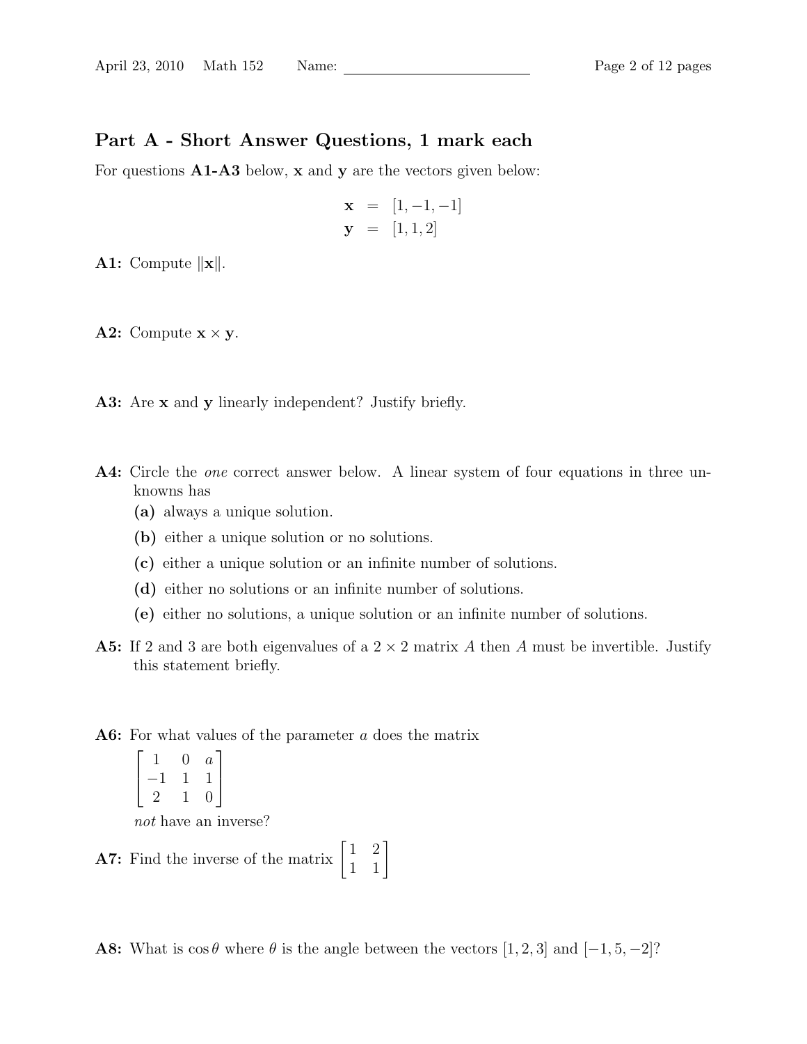## Part A - Short Answer Questions, 1 mark each

For questions **A1-A3** below, $\mathbf{x}$ and $\mathbf{y}$ are the vectors given below:

$$\begin{aligned} \mathbf{x} &= [1, -1, -1] \\ \mathbf{y} &= [1, 1, 2] \end{aligned}$$

**A1:** Compute $\|\mathbf{x}\|$.

**A2:** Compute $\mathbf{x} \times \mathbf{y}$.

**A3:** Are $\mathbf{x}$ and $\mathbf{y}$ linearly independent? Justify briefly.

**A4:** Circle the *one* correct answer below. A linear system of four equations in three unknowns has

- **(a)** always a unique solution.
- **(b)** either a unique solution or no solutions.
- **(c)** either a unique solution or an infinite number of solutions.
- **(d)** either no solutions or an infinite number of solutions.
- **(e)** either no solutions, a unique solution or an infinite number of solutions.

**A5:** If 2 and 3 are both eigenvalues of a $2 \times 2$ matrix $A$ then $A$ must be invertible. Justify this statement briefly.

**A6:** For what values of the parameter $a$ does the matrix

$$\begin{bmatrix} 1 & 0 & a \\ -1 & 1 & 1 \\ 2 & 1 & 0 \end{bmatrix}$$

*not* have an inverse?

**A7:** Find the inverse of the matrix $\begin{bmatrix} 1 & 2 \\ 1 & 1 \end{bmatrix}$

**A8:** What is $\cos\theta$ where $\theta$ is the angle between the vectors $[1, 2, 3]$ and $[-1, 5, -2]$?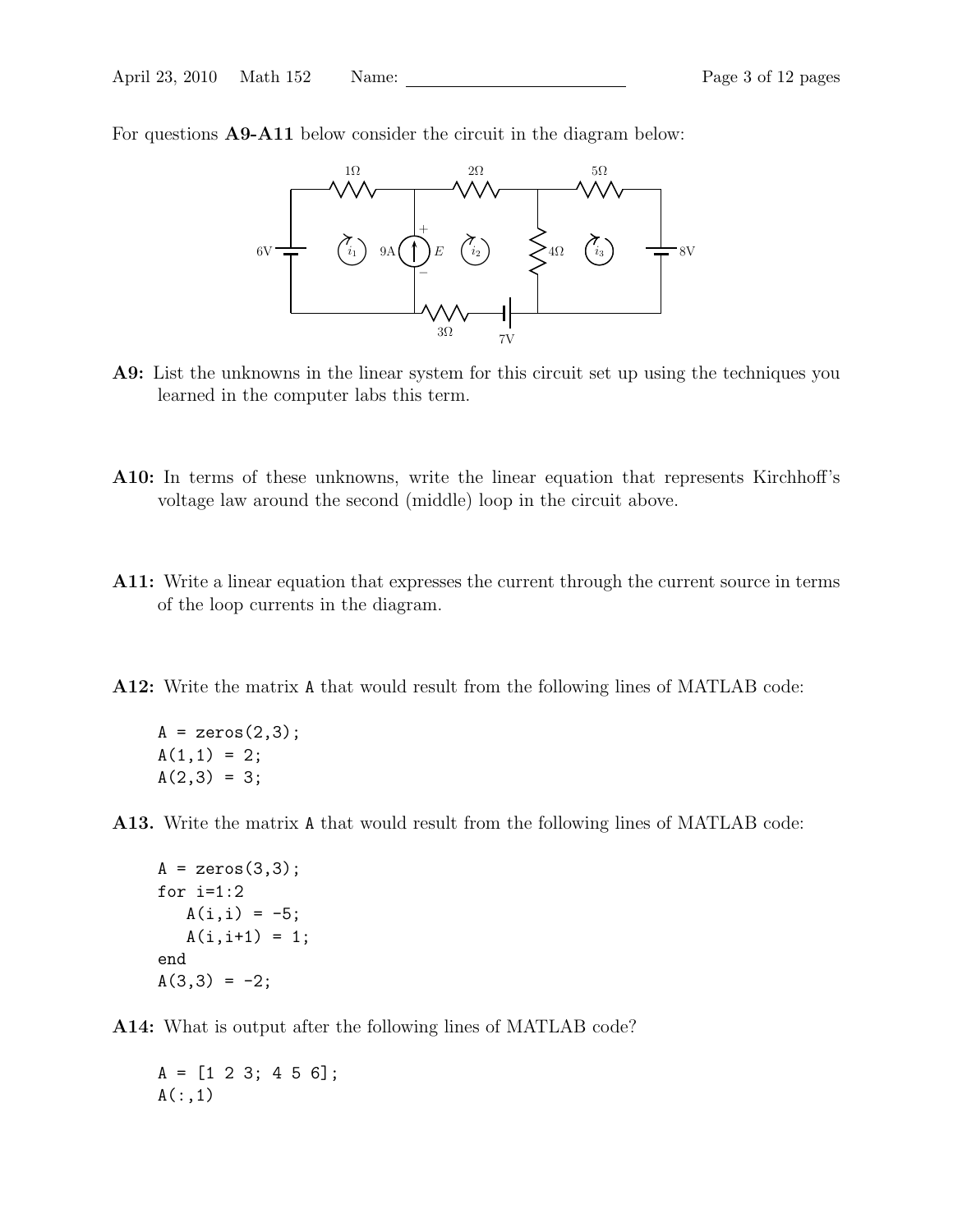For questions **A9-A11** below consider the circuit in the diagram below:

**A9:** List the unknowns in the linear system for this circuit set up using the techniques you learned in the computer labs this term.

**A10:** In terms of these unknowns, write the linear equation that represents Kirchhoff's voltage law around the second (middle) loop in the circuit above.

**A11:** Write a linear equation that expresses the current through the current source in terms of the loop currents in the diagram.

**A12:** Write the matrix `A` that would result from the following lines of MATLAB code:

```
A = zeros(2,3);
A(1,1) = 2;
A(2,3) = 3;
```

**A13.** Write the matrix `A` that would result from the following lines of MATLAB code:

```
A = zeros(3,3);
for i=1:2
   A(i,i) = -5;
   A(i,i+1) = 1;
end
A(3,3) = -2;
```

**A14:** What is output after the following lines of MATLAB code?

```
A = [1 2 3; 4 5 6];
A(:,1)
```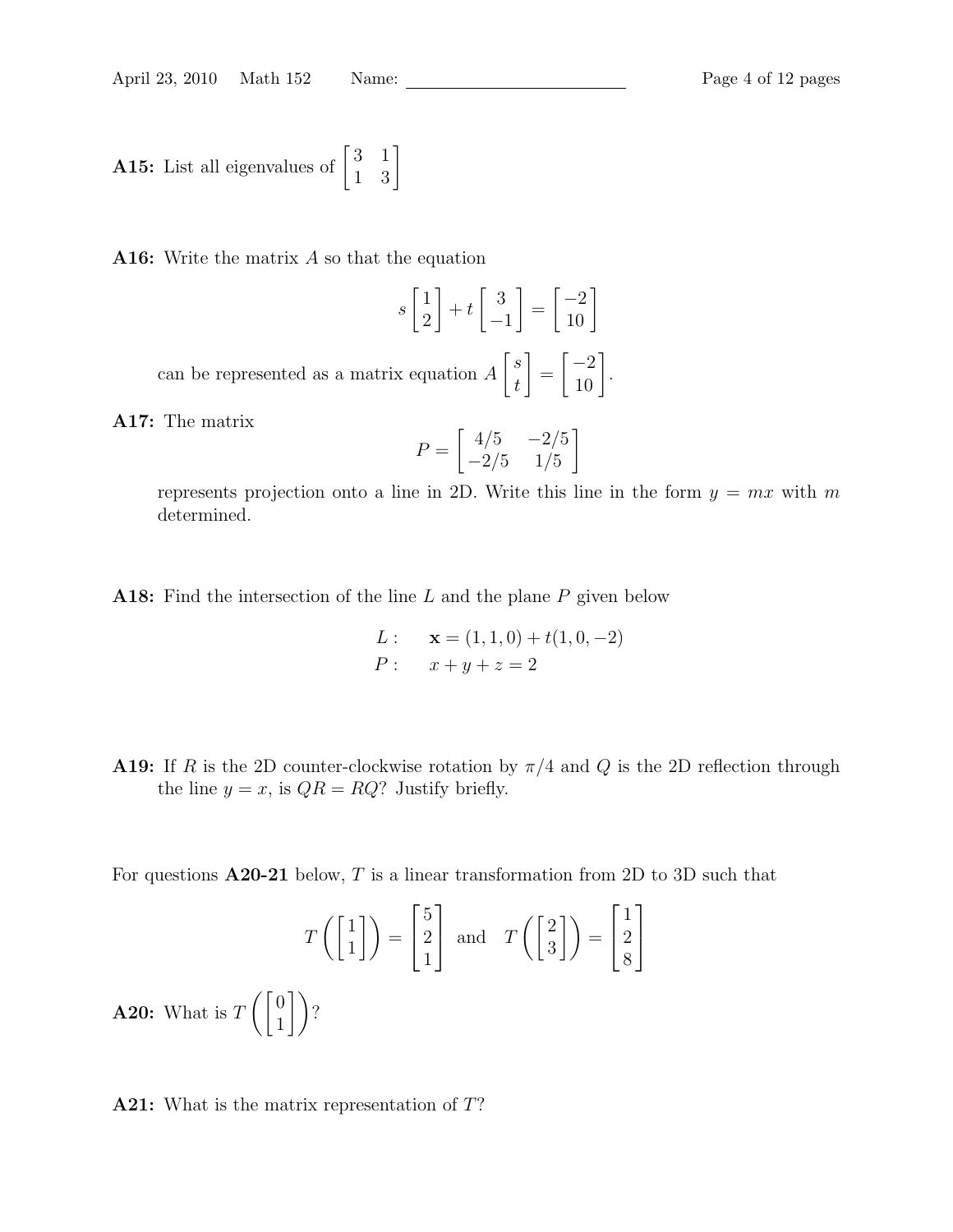**A15:** List all eigenvalues of $\begin{bmatrix} 3 & 1 \\ 1 & 3 \end{bmatrix}$

**A16:** Write the matrix $A$ so that the equation

$$s \begin{bmatrix} 1 \\ 2 \end{bmatrix} + t \begin{bmatrix} 3 \\ -1 \end{bmatrix} = \begin{bmatrix} -2 \\ 10 \end{bmatrix}$$

can be represented as a matrix equation $A \begin{bmatrix} s \\ t \end{bmatrix} = \begin{bmatrix} -2 \\ 10 \end{bmatrix}$.

**A17:** The matrix

$$P = \begin{bmatrix} 4/5 & -2/5 \\ -2/5 & 1/5 \end{bmatrix}$$

represents projection onto a line in 2D. Write this line in the form $y = mx$ with $m$ determined.

**A18:** Find the intersection of the line $L$ and the plane $P$ given below

$$\begin{aligned} L: &\quad \mathbf{x} = (1, 1, 0) + t(1, 0, -2) \\ P: &\quad x + y + z = 2 \end{aligned}$$

**A19:** If $R$ is the 2D counter-clockwise rotation by $\pi/4$ and $Q$ is the 2D reflection through the line $y = x$, is $QR = RQ$? Justify briefly.

For questions **A20-21** below, $T$ is a linear transformation from 2D to 3D such that

$$T\left(\begin{bmatrix} 1 \\ 1 \end{bmatrix}\right) = \begin{bmatrix} 5 \\ 2 \\ 1 \end{bmatrix} \text{ and } T\left(\begin{bmatrix} 2 \\ 3 \end{bmatrix}\right) = \begin{bmatrix} 1 \\ 2 \\ 8 \end{bmatrix}$$

**A20:** What is $T\left(\begin{bmatrix} 0 \\ 1 \end{bmatrix}\right)$?

**A21:** What is the matrix representation of $T$?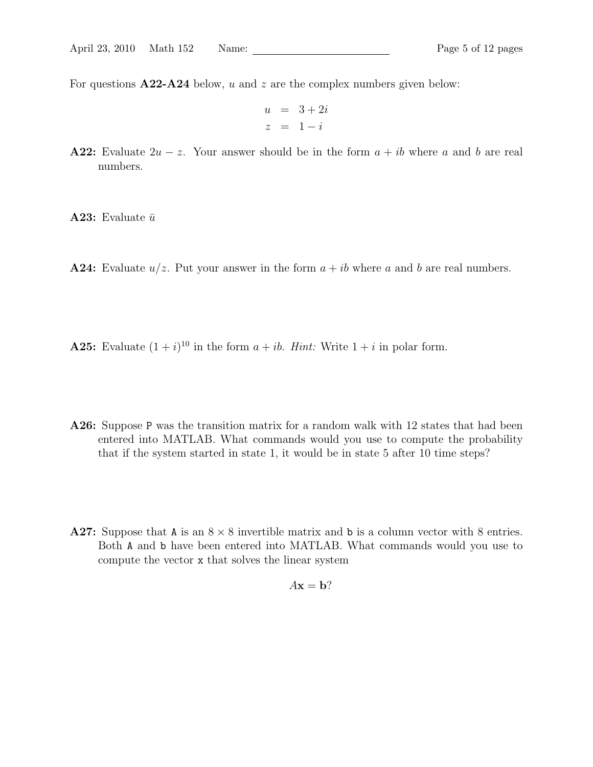For questions **A22-A24** below, $u$ and $z$ are the complex numbers given below:

$$\begin{aligned} u &= 3 + 2i \\ z &= 1 - i \end{aligned}$$

**A22:** Evaluate $2u - z$. Your answer should be in the form $a + ib$ where $a$ and $b$ are real numbers.

**A23:** Evaluate $\bar{u}$

**A24:** Evaluate $u/z$. Put your answer in the form $a + ib$ where $a$ and $b$ are real numbers.

**A25:** Evaluate $(1 + i)^{10}$ in the form $a + ib$. *Hint:* Write $1 + i$ in polar form.

**A26:** Suppose `P` was the transition matrix for a random walk with 12 states that had been entered into MATLAB. What commands would you use to compute the probability that if the system started in state 1, it would be in state 5 after 10 time steps?

**A27:** Suppose that `A` is an $8 \times 8$ invertible matrix and `b` is a column vector with 8 entries. Both `A` and `b` have been entered into MATLAB. What commands would you use to compute the vector `x` that solves the linear system

$$A\mathbf{x} = \mathbf{b}?$$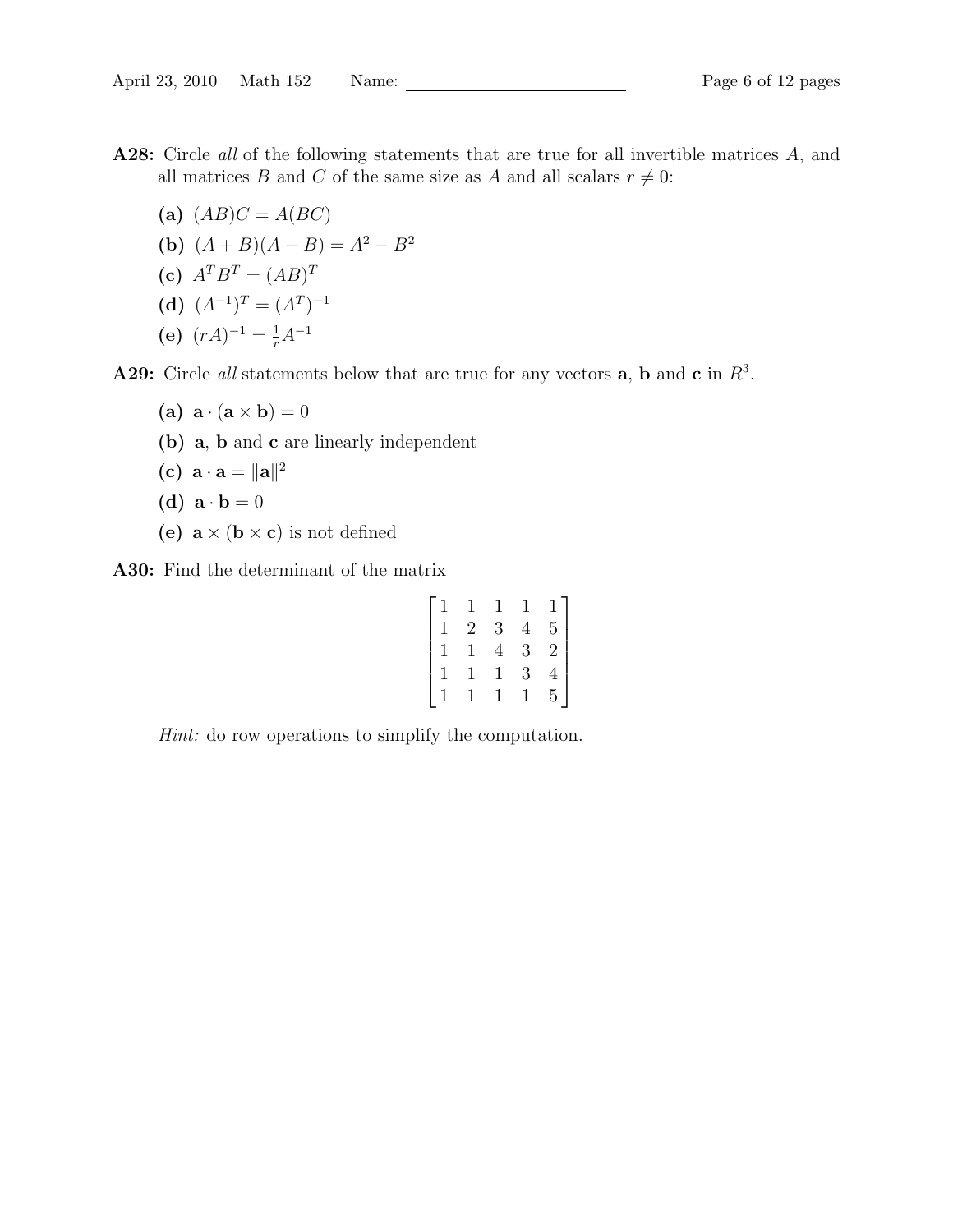**A28:** Circle *all* of the following statements that are true for all invertible matrices $A$, and all matrices $B$ and $C$ of the same size as $A$ and all scalars $r \neq 0$:

- **(a)** $(AB)C = A(BC)$
- **(b)** $(A + B)(A - B) = A^2 - B^2$
- **(c)** $A^T B^T = (AB)^T$
- **(d)** $(A^{-1})^T = (A^T)^{-1}$
- **(e)** $(rA)^{-1} = \frac{1}{r} A^{-1}$

**A29:** Circle *all* statements below that are true for any vectors $\mathbf{a}$, $\mathbf{b}$ and $\mathbf{c}$ in $R^3$.

- **(a)** $\mathbf{a} \cdot (\mathbf{a} \times \mathbf{b}) = 0$
- **(b)** $\mathbf{a}$, $\mathbf{b}$ and $\mathbf{c}$ are linearly independent
- **(c)** $\mathbf{a} \cdot \mathbf{a} = \|\mathbf{a}\|^2$
- **(d)** $\mathbf{a} \cdot \mathbf{b} = 0$
- **(e)** $\mathbf{a} \times (\mathbf{b} \times \mathbf{c})$ is not defined

**A30:** Find the determinant of the matrix

$$\begin{bmatrix} 1 & 1 & 1 & 1 & 1 \\ 1 & 2 & 3 & 4 & 5 \\ 1 & 1 & 4 & 3 & 2 \\ 1 & 1 & 1 & 3 & 4 \\ 1 & 1 & 1 & 1 & 5 \end{bmatrix}$$

*Hint:* do row operations to simplify the computation.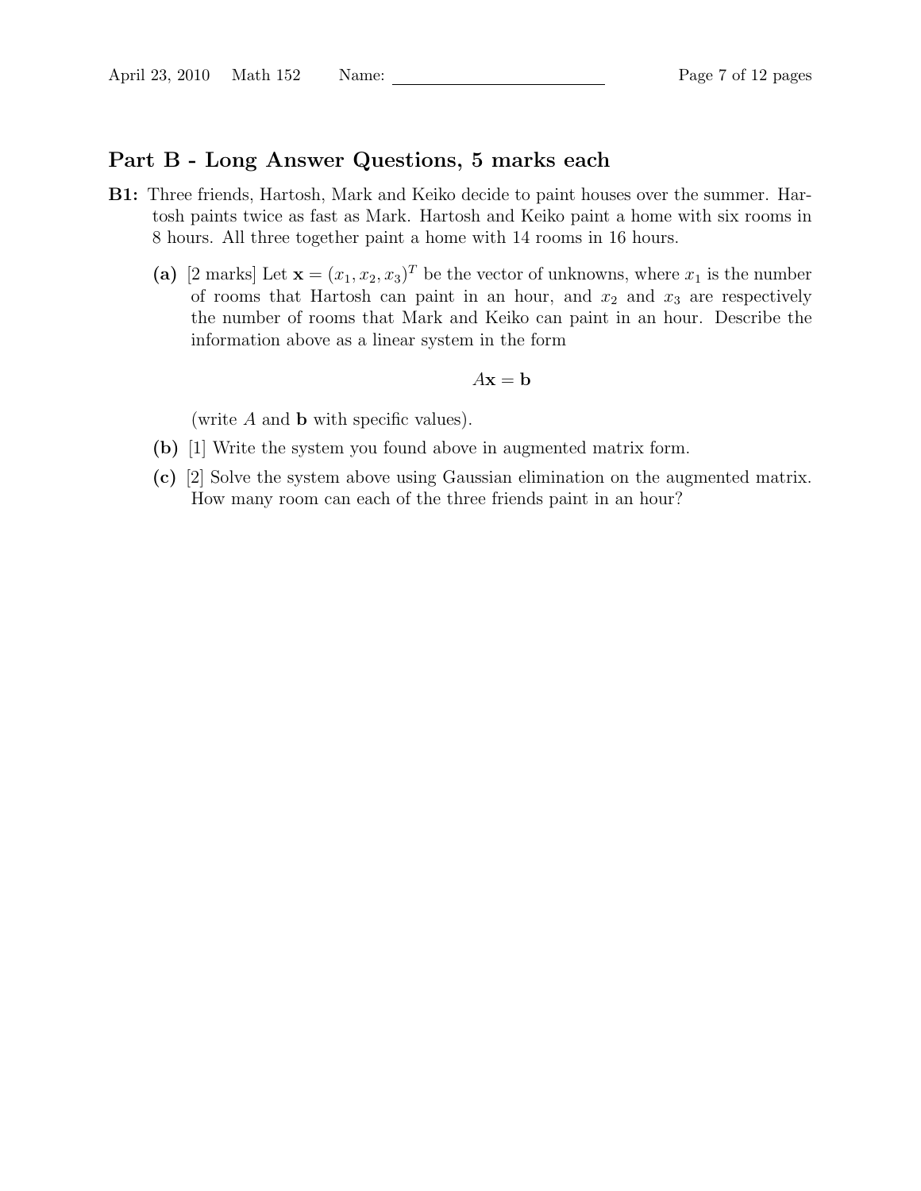## Part B - Long Answer Questions, 5 marks each

**B1:** Three friends, Hartosh, Mark and Keiko decide to paint houses over the summer. Hartosh paints twice as fast as Mark. Hartosh and Keiko paint a home with six rooms in 8 hours. All three together paint a home with 14 rooms in 16 hours.

**(a)** [2 marks] Let $\mathbf{x} = (x_1, x_2, x_3)^T$ be the vector of unknowns, where $x_1$ is the number of rooms that Hartosh can paint in an hour, and $x_2$ and $x_3$ are respectively the number of rooms that Mark and Keiko can paint in an hour. Describe the information above as a linear system in the form

$$A\mathbf{x} = \mathbf{b}$$

(write $A$ and $\mathbf{b}$ with specific values).

**(b)** [1] Write the system you found above in augmented matrix form.

**(c)** [2] Solve the system above using Gaussian elimination on the augmented matrix. How many room can each of the three friends paint in an hour?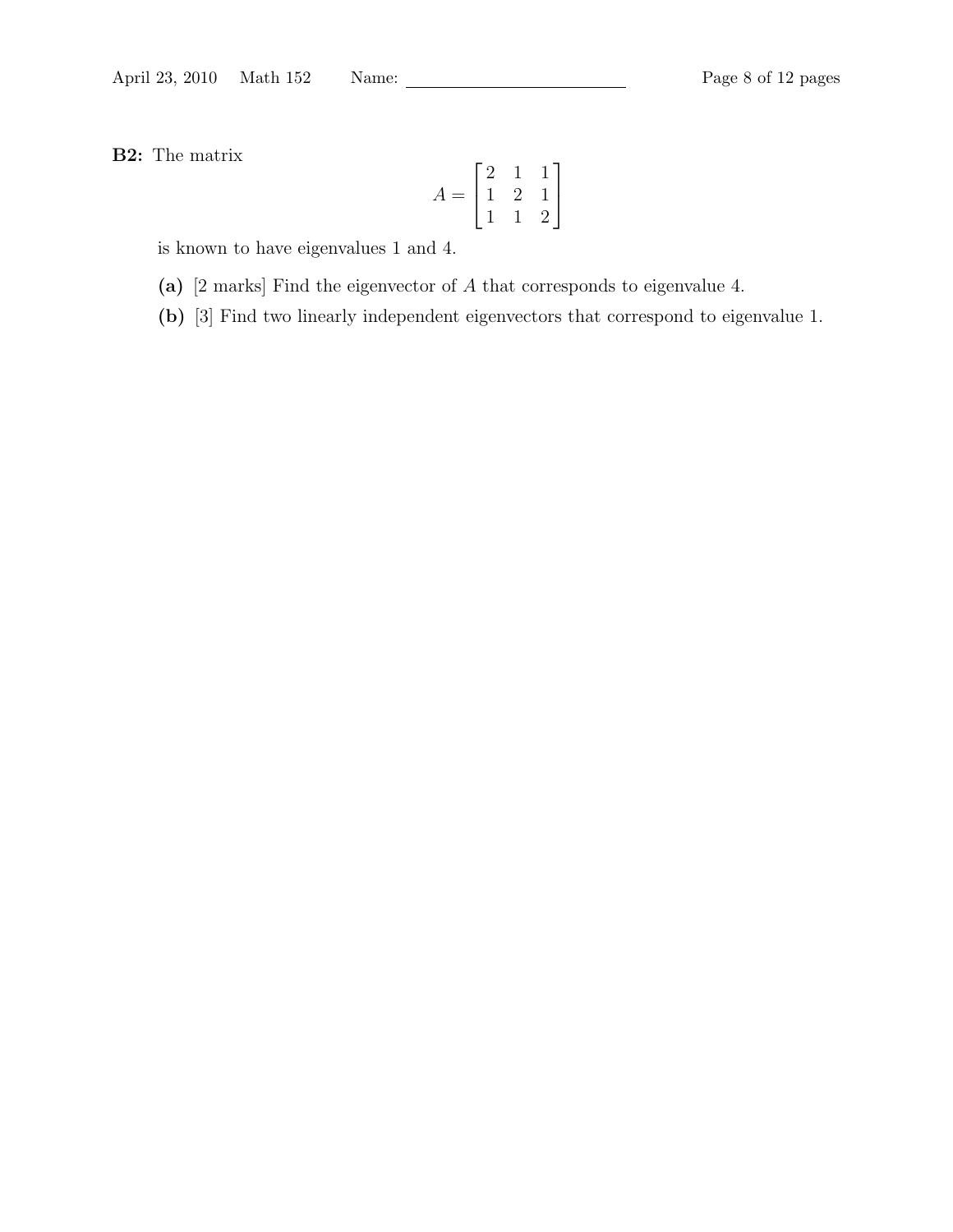**B2:** The matrix

$$A = \begin{bmatrix} 2 & 1 & 1 \\ 1 & 2 & 1 \\ 1 & 1 & 2 \end{bmatrix}$$

is known to have eigenvalues 1 and 4.

**(a)** [2 marks] Find the eigenvector of $A$ that corresponds to eigenvalue 4.

**(b)** [3] Find two linearly independent eigenvectors that correspond to eigenvalue 1.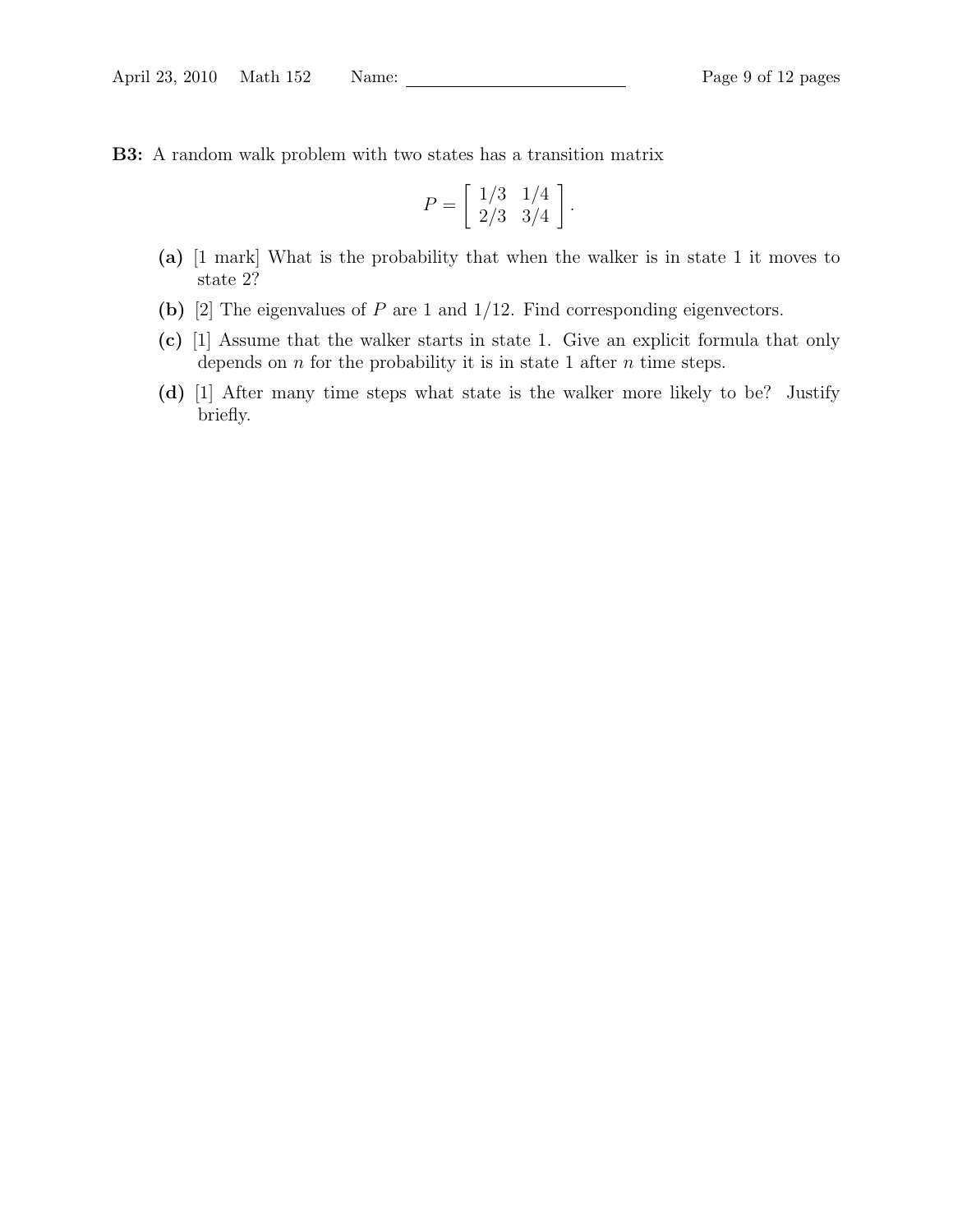**B3:** A random walk problem with two states has a transition matrix

$$P = \begin{bmatrix} 1/3 & 1/4 \\ 2/3 & 3/4 \end{bmatrix}.$$

- **(a)** [1 mark] What is the probability that when the walker is in state 1 it moves to state 2?
- **(b)** [2] The eigenvalues of $P$ are 1 and 1/12. Find corresponding eigenvectors.
- **(c)** [1] Assume that the walker starts in state 1. Give an explicit formula that only depends on $n$ for the probability it is in state 1 after $n$ time steps.
- **(d)** [1] After many time steps what state is the walker more likely to be? Justify briefly.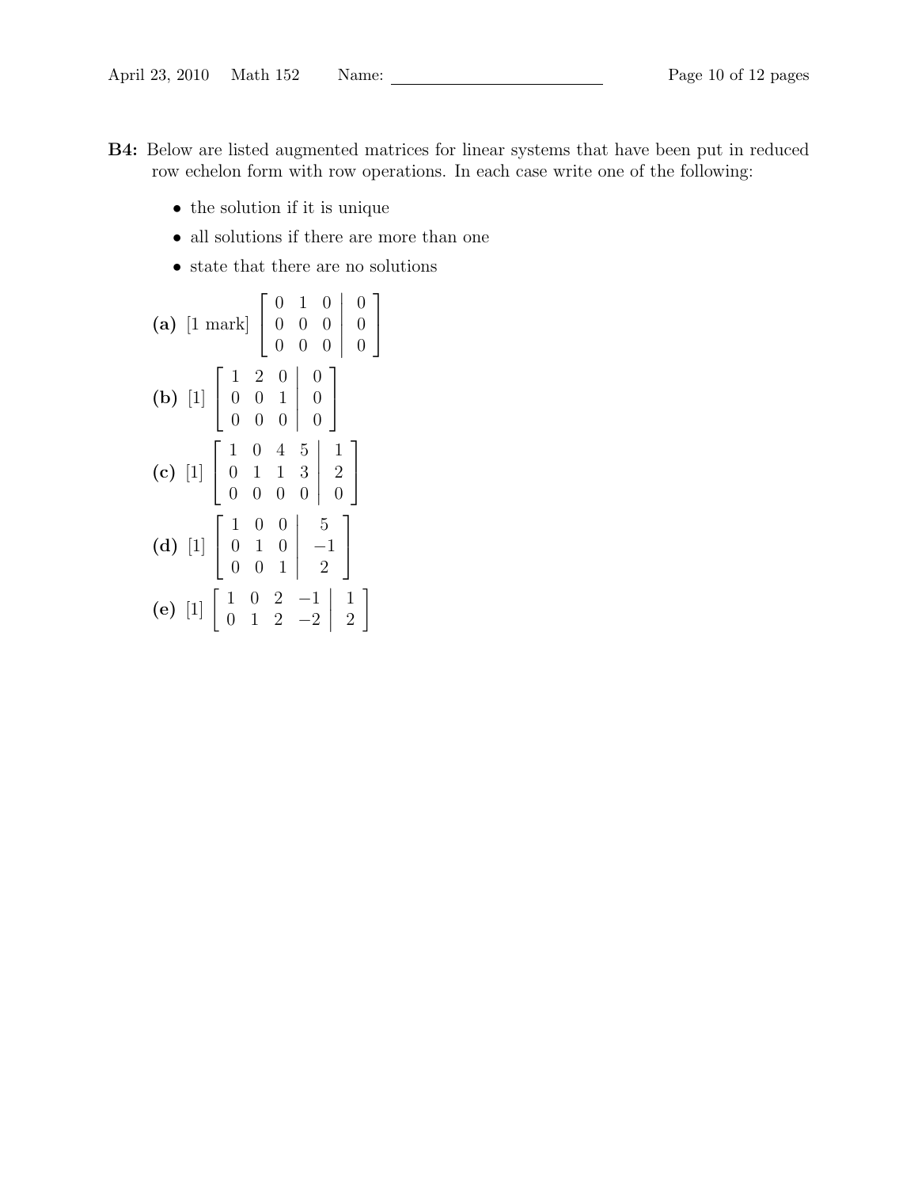**B4:** Below are listed augmented matrices for linear systems that have been put in reduced row echelon form with row operations. In each case write one of the following:

- the solution if it is unique
- all solutions if there are more than one
- state that there are no solutions

**(a)** [1 mark] $\left[\begin{array}{ccc|c} 0 & 1 & 0 & 0 \\ 0 & 0 & 0 & 0 \\ 0 & 0 & 0 & 0 \end{array}\right]$

**(b)** [1] $\left[\begin{array}{ccc|c} 1 & 2 & 0 & 0 \\ 0 & 0 & 1 & 0 \\ 0 & 0 & 0 & 0 \end{array}\right]$

**(c)** [1] $\left[\begin{array}{cccc|c} 1 & 0 & 4 & 5 & 1 \\ 0 & 1 & 1 & 3 & 2 \\ 0 & 0 & 0 & 0 & 0 \end{array}\right]$

**(d)** [1] $\left[\begin{array}{ccc|c} 1 & 0 & 0 & 5 \\ 0 & 1 & 0 & -1 \\ 0 & 0 & 1 & 2 \end{array}\right]$

**(e)** [1] $\left[\begin{array}{cccc|c} 1 & 0 & 2 & -1 & 1 \\ 0 & 1 & 2 & -2 & 2 \end{array}\right]$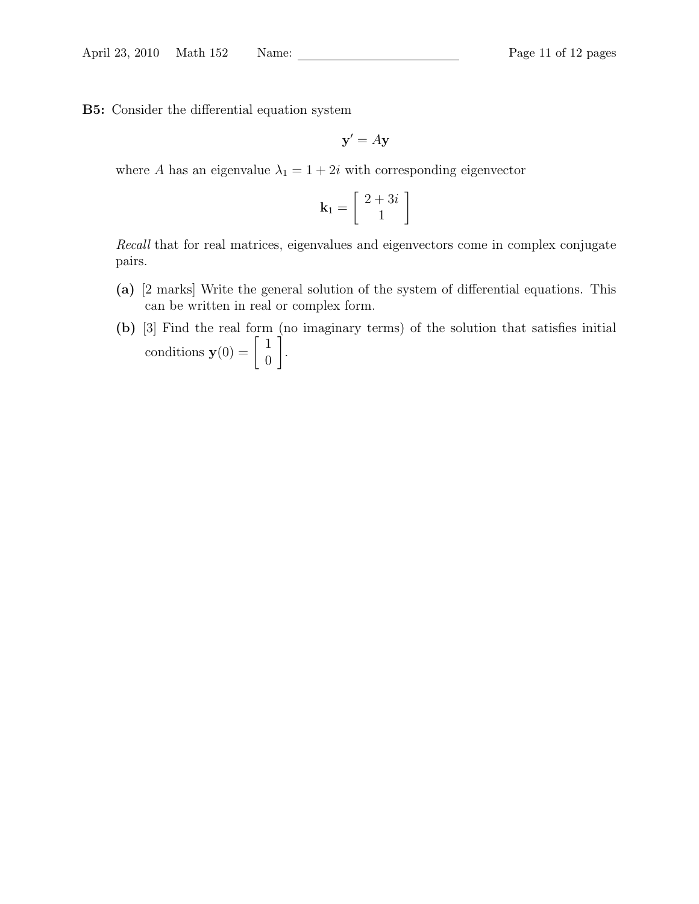**B5:** Consider the differential equation system

$$\mathbf{y}' = A\mathbf{y}$$

where $A$ has an eigenvalue $\lambda_1 = 1 + 2i$ with corresponding eigenvector

$$\mathbf{k}_1 = \begin{bmatrix} 2+3i \\ 1 \end{bmatrix}$$

*Recall* that for real matrices, eigenvalues and eigenvectors come in complex conjugate pairs.

**(a)** [2 marks] Write the general solution of the system of differential equations. This can be written in real or complex form.

**(b)** [3] Find the real form (no imaginary terms) of the solution that satisfies initial conditions $\mathbf{y}(0) = \begin{bmatrix} 1 \\ 0 \end{bmatrix}$.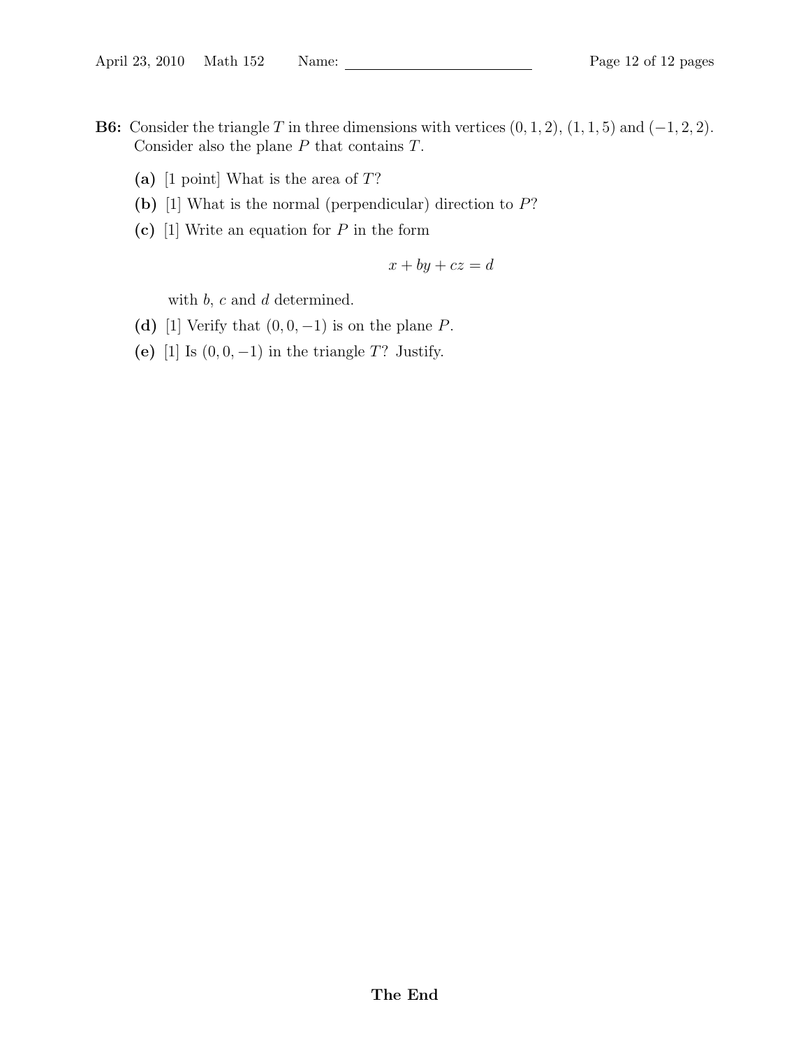**B6:** Consider the triangle $T$ in three dimensions with vertices $(0, 1, 2)$, $(1, 1, 5)$ and $(-1, 2, 2)$. Consider also the plane $P$ that contains $T$.

- **(a)** [1 point] What is the area of $T$?
- **(b)** [1] What is the normal (perpendicular) direction to $P$?
- **(c)** [1] Write an equation for $P$ in the form

$$x + by + cz = d$$

  with $b$, $c$ and $d$ determined.
- **(d)** [1] Verify that $(0, 0, -1)$ is on the plane $P$.
- **(e)** [1] Is $(0, 0, -1)$ in the triangle $T$? Justify.

**The End**